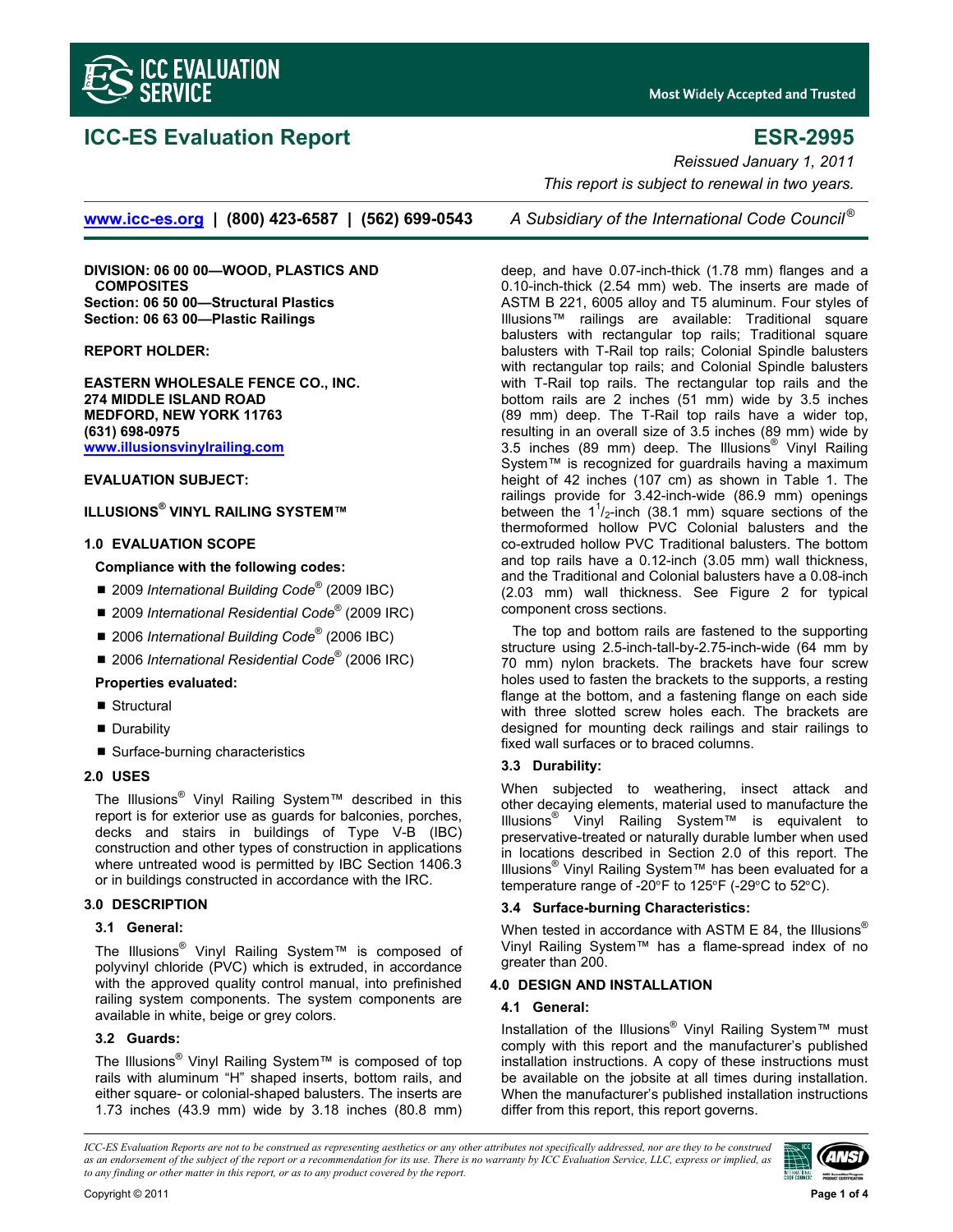# ICC-ES Evaluation Report

# ESR-2995

*Reissued January 1, 2011*

*This report is subject to renewal in two years.*

www.icc-es.org | (800) 423-6587 | (562) 699-0543 *A Subsidiary of the International Code Council®*

**DIVISION: 06 00 00—WOOD, PLASTICS AND COMPOSITES**
**Section: 06 50 00—Structural Plastics**
**Section: 06 63 00—Plastic Railings**

**REPORT HOLDER:**

**EASTERN WHOLESALE FENCE CO., INC.**
**274 MIDDLE ISLAND ROAD**
**MEDFORD, NEW YORK 11763**
**(631) 698-0975**
**www.illusionsvinylrailing.com**

**EVALUATION SUBJECT:**

**ILLUSIONS® VINYL RAILING SYSTEM™**

## 1.0 EVALUATION SCOPE

**Compliance with the following codes:**

- 2009 *International Building Code®* (2009 IBC)
- 2009 *International Residential Code®* (2009 IRC)
- 2006 *International Building Code®* (2006 IBC)
- 2006 *International Residential Code®* (2006 IRC)

**Properties evaluated:**

- Structural
- Durability
- Surface-burning characteristics

## 2.0 USES

The Illusions® Vinyl Railing System™ described in this report is for exterior use as guards for balconies, porches, decks and stairs in buildings of Type V-B (IBC) construction and other types of construction in applications where untreated wood is permitted by IBC Section 1406.3 or in buildings constructed in accordance with the IRC.

## 3.0 DESCRIPTION

### 3.1 General:

The Illusions® Vinyl Railing System™ is composed of polyvinyl chloride (PVC) which is extruded, in accordance with the approved quality control manual, into prefinished railing system components. The system components are available in white, beige or grey colors.

### 3.2 Guards:

The Illusions® Vinyl Railing System™ is composed of top rails with aluminum "H" shaped inserts, bottom rails, and either square- or colonial-shaped balusters. The inserts are 1.73 inches (43.9 mm) wide by 3.18 inches (80.8 mm) deep, and have 0.07-inch-thick (1.78 mm) flanges and a 0.10-inch-thick (2.54 mm) web. The inserts are made of ASTM B 221, 6005 alloy and T5 aluminum. Four styles of Illusions™ railings are available: Traditional square balusters with rectangular top rails; Traditional square balusters with T-Rail top rails; Colonial Spindle balusters with rectangular top rails; and Colonial Spindle balusters with T-Rail top rails. The rectangular top rails and the bottom rails are 2 inches (51 mm) wide by 3.5 inches (89 mm) deep. The T-Rail top rails have a wider top, resulting in an overall size of 3.5 inches (89 mm) wide by 3.5 inches (89 mm) deep. The Illusions® Vinyl Railing System™ is recognized for guardrails having a maximum height of 42 inches (107 cm) as shown in Table 1. The railings provide for 3.42-inch-wide (86.9 mm) openings between the $1^1/_2$-inch (38.1 mm) square sections of the thermoformed hollow PVC Colonial balusters and the co-extruded hollow PVC Traditional balusters. The bottom and top rails have a 0.12-inch (3.05 mm) wall thickness, and the Traditional and Colonial balusters have a 0.08-inch (2.03 mm) wall thickness. See Figure 2 for typical component cross sections.

The top and bottom rails are fastened to the supporting structure using 2.5-inch-tall-by-2.75-inch-wide (64 mm by 70 mm) nylon brackets. The brackets have four screw holes used to fasten the brackets to the supports, a resting flange at the bottom, and a fastening flange on each side with three slotted screw holes each. The brackets are designed for mounting deck railings and stair railings to fixed wall surfaces or to braced columns.

### 3.3 Durability:

When subjected to weathering, insect attack and other decaying elements, material used to manufacture the Illusions® Vinyl Railing System™ is equivalent to preservative-treated or naturally durable lumber when used in locations described in Section 2.0 of this report. The Illusions® Vinyl Railing System™ has been evaluated for a temperature range of -20°F to 125°F (-29°C to 52°C).

### 3.4 Surface-burning Characteristics:

When tested in accordance with ASTM E 84, the Illusions® Vinyl Railing System™ has a flame-spread index of no greater than 200.

## 4.0 DESIGN AND INSTALLATION

### 4.1 General:

Installation of the Illusions® Vinyl Railing System™ must comply with this report and the manufacturer's published installation instructions. A copy of these instructions must be available on the jobsite at all times during installation. When the manufacturer's published installation instructions differ from this report, this report governs.

*ICC-ES Evaluation Reports are not to be construed as representing aesthetics or any other attributes not specifically addressed, nor are they to be construed as an endorsement of the subject of the report or a recommendation for its use. There is no warranty by ICC Evaluation Service, LLC, express or implied, as to any finding or other matter in this report, or as to any product covered by the report.*

Copyright © 2011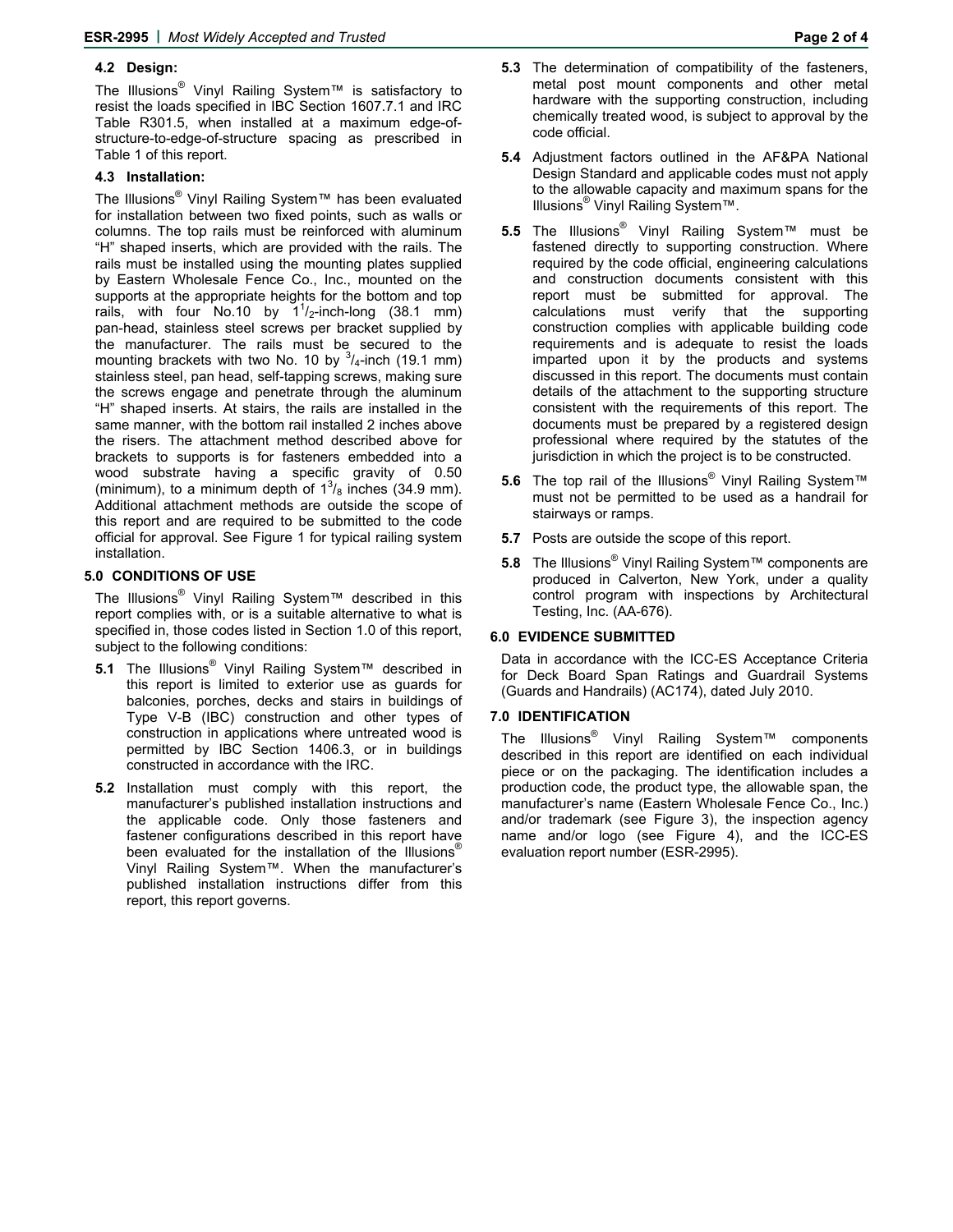### 4.2 Design:

The Illusions® Vinyl Railing System™ is satisfactory to resist the loads specified in IBC Section 1607.7.1 and IRC Table R301.5, when installed at a maximum edge-of-structure-to-edge-of-structure spacing as prescribed in Table 1 of this report.

### 4.3 Installation:

The Illusions® Vinyl Railing System™ has been evaluated for installation between two fixed points, such as walls or columns. The top rails must be reinforced with aluminum "H" shaped inserts, which are provided with the rails. The rails must be installed using the mounting plates supplied by Eastern Wholesale Fence Co., Inc., mounted on the supports at the appropriate heights for the bottom and top rails, with four No.10 by $1^1/_2$-inch-long (38.1 mm) pan-head, stainless steel screws per bracket supplied by the manufacturer. The rails must be secured to the mounting brackets with two No. 10 by $^3/_4$-inch (19.1 mm) stainless steel, pan head, self-tapping screws, making sure the screws engage and penetrate through the aluminum "H" shaped inserts. At stairs, the rails are installed in the same manner, with the bottom rail installed 2 inches above the risers. The attachment method described above for brackets to supports is for fasteners embedded into a wood substrate having a specific gravity of 0.50 (minimum), to a minimum depth of $1^3/_8$ inches (34.9 mm). Additional attachment methods are outside the scope of this report and are required to be submitted to the code official for approval. See Figure 1 for typical railing system installation.

## 5.0 CONDITIONS OF USE

The Illusions® Vinyl Railing System™ described in this report complies with, or is a suitable alternative to what is specified in, those codes listed in Section 1.0 of this report, subject to the following conditions:

**5.1** The Illusions® Vinyl Railing System™ described in this report is limited to exterior use as guards for balconies, porches, decks and stairs in buildings of Type V-B (IBC) construction and other types of construction in applications where untreated wood is permitted by IBC Section 1406.3, or in buildings constructed in accordance with the IRC.

**5.2** Installation must comply with this report, the manufacturer's published installation instructions and the applicable code. Only those fasteners and fastener configurations described in this report have been evaluated for the installation of the Illusions® Vinyl Railing System™. When the manufacturer's published installation instructions differ from this report, this report governs.

**5.3** The determination of compatibility of the fasteners, metal post mount components and other metal hardware with the supporting construction, including chemically treated wood, is subject to approval by the code official.

**5.4** Adjustment factors outlined in the AF&PA National Design Standard and applicable codes must not apply to the allowable capacity and maximum spans for the Illusions® Vinyl Railing System™.

**5.5** The Illusions® Vinyl Railing System™ must be fastened directly to supporting construction. Where required by the code official, engineering calculations and construction documents consistent with this report must be submitted for approval. The calculations must verify that the supporting construction complies with applicable building code requirements and is adequate to resist the loads imparted upon it by the products and systems discussed in this report. The documents must contain details of the attachment to the supporting structure consistent with the requirements of this report. The documents must be prepared by a registered design professional where required by the statutes of the jurisdiction in which the project is to be constructed.

**5.6** The top rail of the Illusions® Vinyl Railing System™ must not be permitted to be used as a handrail for stairways or ramps.

**5.7** Posts are outside the scope of this report.

**5.8** The Illusions® Vinyl Railing System™ components are produced in Calverton, New York, under a quality control program with inspections by Architectural Testing, Inc. (AA-676).

## 6.0 EVIDENCE SUBMITTED

Data in accordance with the ICC-ES Acceptance Criteria for Deck Board Span Ratings and Guardrail Systems (Guards and Handrails) (AC174), dated July 2010.

## 7.0 IDENTIFICATION

The Illusions® Vinyl Railing System™ components described in this report are identified on each individual piece or on the packaging. The identification includes a production code, the product type, the allowable span, the manufacturer's name (Eastern Wholesale Fence Co., Inc.) and/or trademark (see Figure 3), the inspection agency name and/or logo (see Figure 4), and the ICC-ES evaluation report number (ESR-2995).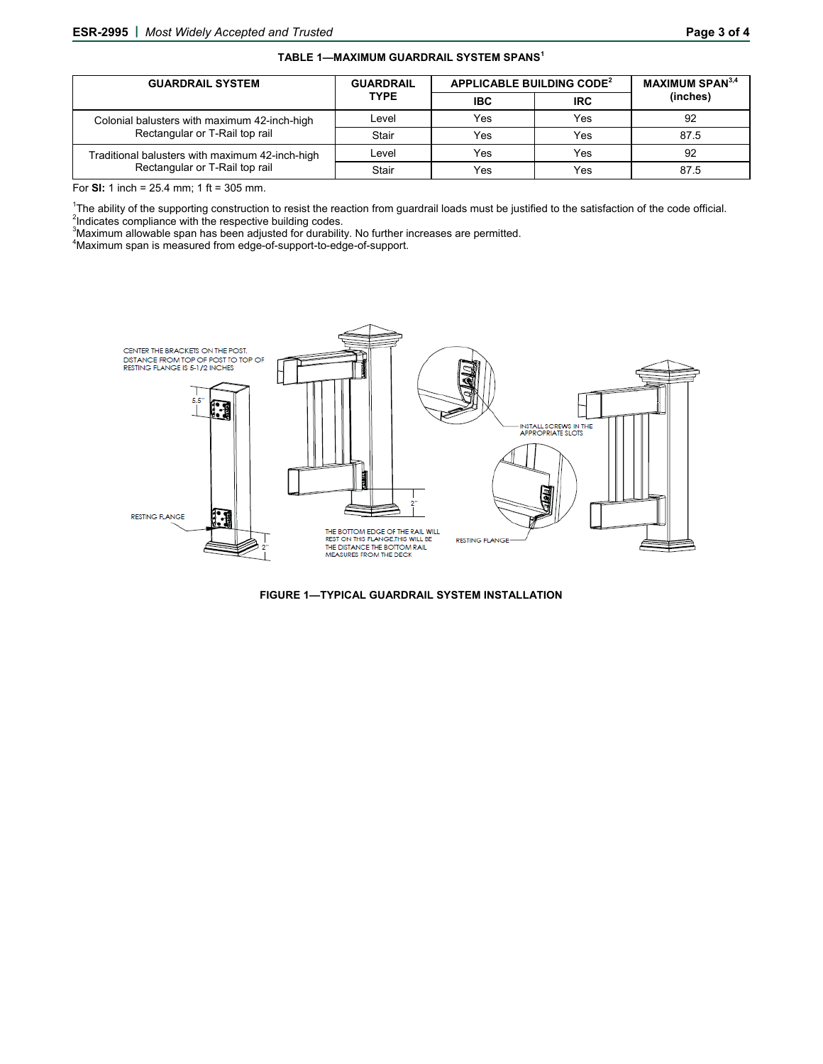**TABLE 1—MAXIMUM GUARDRAIL SYSTEM SPANS[1]**

| GUARDRAIL SYSTEM | GUARDRAIL TYPE | APPLICABLE BUILDING CODE[2] | | MAXIMUM SPAN[3,4] (inches) |
|---|---|---|---|---|
| | | IBC | IRC | |
| Colonial balusters with maximum 42-inch-high Rectangular or T-Rail top rail | Level | Yes | Yes | 92 |
| | Stair | Yes | Yes | 87.5 |
| Traditional balusters with maximum 42-inch-high Rectangular or T-Rail top rail | Level | Yes | Yes | 92 |
| | Stair | Yes | Yes | 87.5 |

For **SI:** 1 inch = 25.4 mm; 1 ft = 305 mm.

[1]The ability of the supporting construction to resist the reaction from guardrail loads must be justified to the satisfaction of the code official.
[2]Indicates compliance with the respective building codes.
[3]Maximum allowable span has been adjusted for durability. No further increases are permitted.
[4]Maximum span is measured from edge-of-support-to-edge-of-support.

CENTER THE BRACKETS ON THE POST. DISTANCE FROM TOP OF POST TO TOP OF RESTING FLANGE IS 5-1/2 INCHES

5.5"

RESTING FLANGE

2"

2"

THE BOTTOM EDGE OF THE RAIL WILL REST ON THIS FLANGE.THIS WILL BE THE DISTANCE THE BOTTOM RAIL MEASURES FROM THE DECK

INSTALL SCREWS IN THE APPROPRIATE SLOTS

RESTING FLANGE

**FIGURE 1—TYPICAL GUARDRAIL SYSTEM INSTALLATION**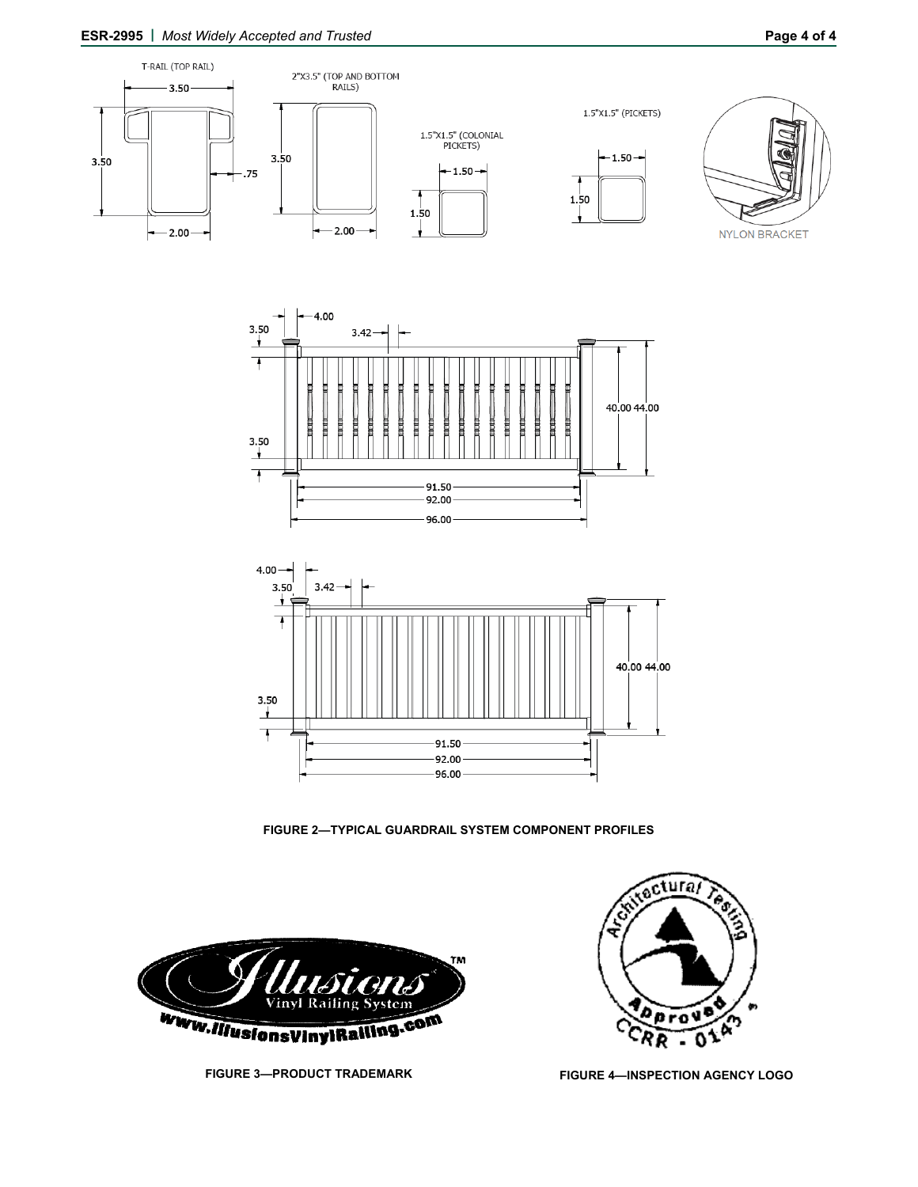T-RAIL (TOP RAIL)

3.50

3.50

.75

2.00

2"X3.5" (TOP AND BOTTOM RAILS)

3.50

2.00

1.5"X1.5" (COLONIAL PICKETS)

1.50

1.50

1.5"X1.5" (PICKETS)

1.50

1.50

NYLON BRACKET

4.00

3.50

3.42

40.00 44.00

3.50

91.50

92.00

96.00

4.00

3.50

3.42

40.00 44.00

3.50

91.50

92.00

96.00

**FIGURE 2—TYPICAL GUARDRAIL SYSTEM COMPONENT PROFILES**

Illusions™ Vinyl Railing System

www.IllusionsVinylRailing.com

**FIGURE 3—PRODUCT TRADEMARK**

Architectural Testing

Approved

CCRR - 0143

**FIGURE 4—INSPECTION AGENCY LOGO**